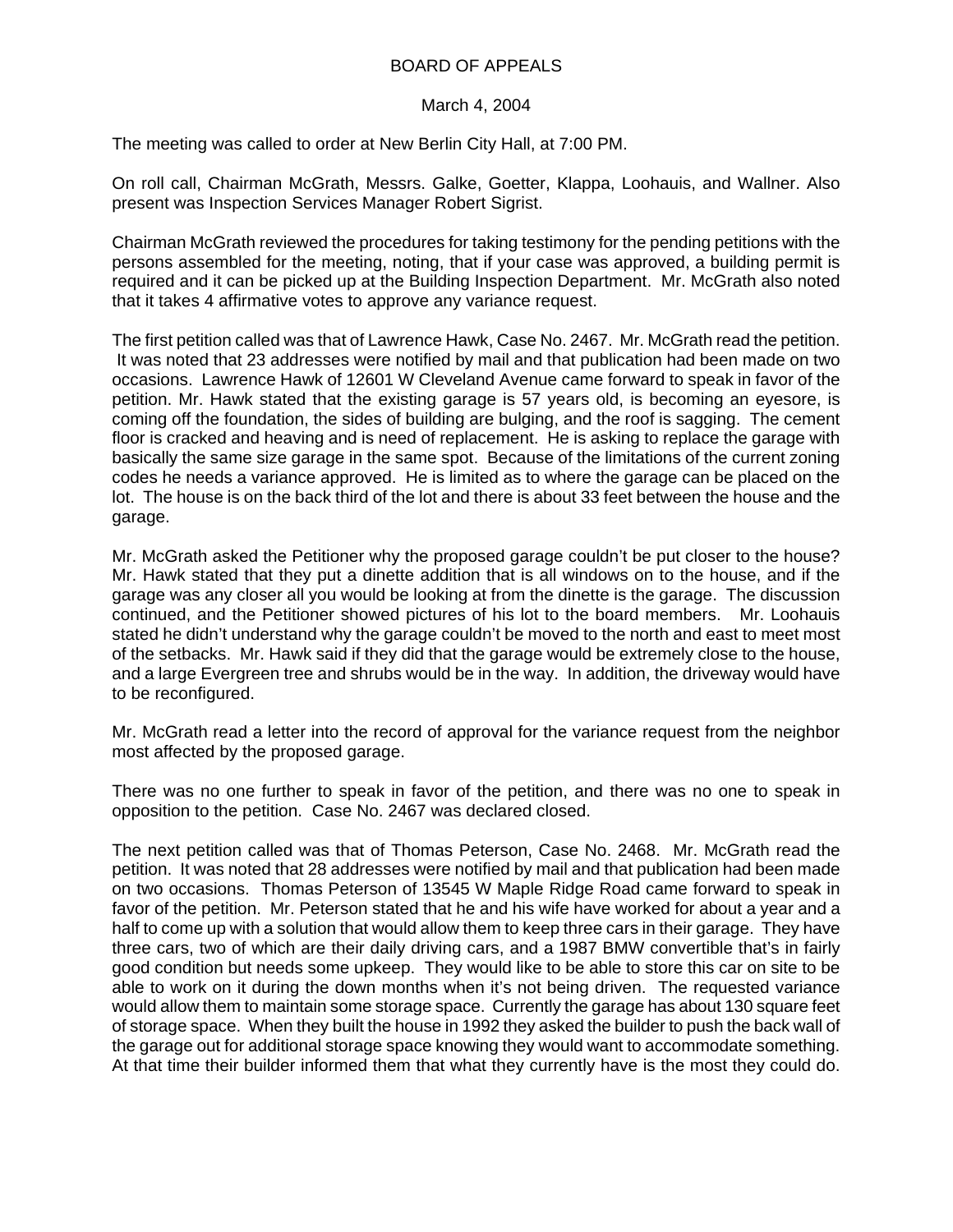# BOARD OF APPEALS

March 4, 2004

The meeting was called to order at New Berlin City Hall, at 7:00 PM.

On roll call, Chairman McGrath, Messrs. Galke, Goetter, Klappa, Loohauis, and Wallner. Also present was Inspection Services Manager Robert Sigrist.

Chairman McGrath reviewed the procedures for taking testimony for the pending petitions with the persons assembled for the meeting, noting, that if your case was approved, a building permit is required and it can be picked up at the Building Inspection Department. Mr. McGrath also noted that it takes 4 affirmative votes to approve any variance request.

The first petition called was that of Lawrence Hawk, Case No. 2467. Mr. McGrath read the petition. It was noted that 23 addresses were notified by mail and that publication had been made on two occasions. Lawrence Hawk of 12601 W Cleveland Avenue came forward to speak in favor of the petition. Mr. Hawk stated that the existing garage is 57 years old, is becoming an eyesore, is coming off the foundation, the sides of building are bulging, and the roof is sagging. The cement floor is cracked and heaving and is need of replacement. He is asking to replace the garage with basically the same size garage in the same spot. Because of the limitations of the current zoning codes he needs a variance approved. He is limited as to where the garage can be placed on the lot. The house is on the back third of the lot and there is about 33 feet between the house and the garage.

Mr. McGrath asked the Petitioner why the proposed garage couldn't be put closer to the house? Mr. Hawk stated that they put a dinette addition that is all windows on to the house, and if the garage was any closer all you would be looking at from the dinette is the garage. The discussion continued, and the Petitioner showed pictures of his lot to the board members. Mr. Loohauis stated he didn't understand why the garage couldn't be moved to the north and east to meet most of the setbacks. Mr. Hawk said if they did that the garage would be extremely close to the house, and a large Evergreen tree and shrubs would be in the way. In addition, the driveway would have to be reconfigured.

Mr. McGrath read a letter into the record of approval for the variance request from the neighbor most affected by the proposed garage.

There was no one further to speak in favor of the petition, and there was no one to speak in opposition to the petition. Case No. 2467 was declared closed.

The next petition called was that of Thomas Peterson, Case No. 2468. Mr. McGrath read the petition. It was noted that 28 addresses were notified by mail and that publication had been made on two occasions. Thomas Peterson of 13545 W Maple Ridge Road came forward to speak in favor of the petition. Mr. Peterson stated that he and his wife have worked for about a year and a half to come up with a solution that would allow them to keep three cars in their garage. They have three cars, two of which are their daily driving cars, and a 1987 BMW convertible that's in fairly good condition but needs some upkeep. They would like to be able to store this car on site to be able to work on it during the down months when it's not being driven. The requested variance would allow them to maintain some storage space. Currently the garage has about 130 square feet of storage space. When they built the house in 1992 they asked the builder to push the back wall of the garage out for additional storage space knowing they would want to accommodate something. At that time their builder informed them that what they currently have is the most they could do.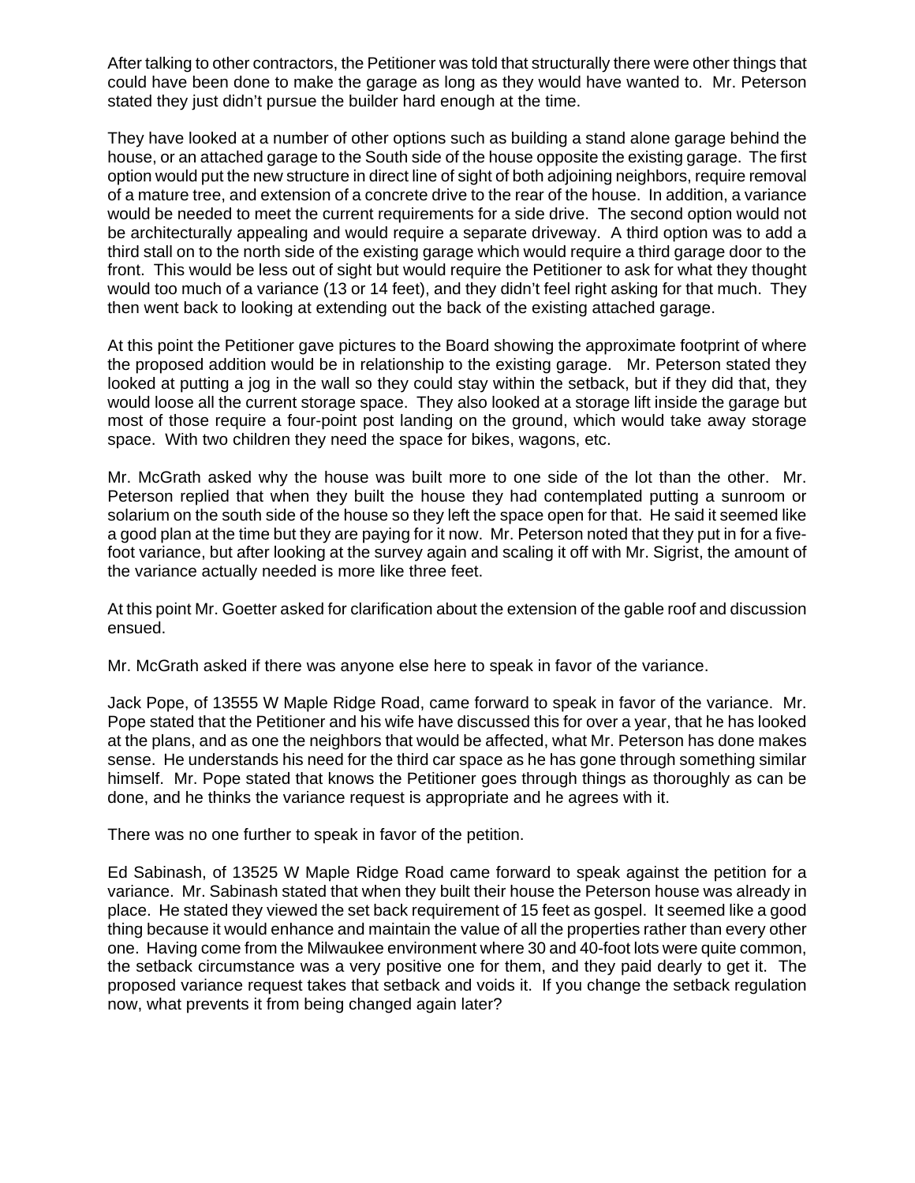After talking to other contractors, the Petitioner was told that structurally there were other things that could have been done to make the garage as long as they would have wanted to. Mr. Peterson stated they just didn't pursue the builder hard enough at the time.

They have looked at a number of other options such as building a stand alone garage behind the house, or an attached garage to the South side of the house opposite the existing garage. The first option would put the new structure in direct line of sight of both adjoining neighbors, require removal of a mature tree, and extension of a concrete drive to the rear of the house. In addition, a variance would be needed to meet the current requirements for a side drive. The second option would not be architecturally appealing and would require a separate driveway. A third option was to add a third stall on to the north side of the existing garage which would require a third garage door to the front. This would be less out of sight but would require the Petitioner to ask for what they thought would too much of a variance (13 or 14 feet), and they didn't feel right asking for that much. They then went back to looking at extending out the back of the existing attached garage.

At this point the Petitioner gave pictures to the Board showing the approximate footprint of where the proposed addition would be in relationship to the existing garage. Mr. Peterson stated they looked at putting a jog in the wall so they could stay within the setback, but if they did that, they would loose all the current storage space. They also looked at a storage lift inside the garage but most of those require a four-point post landing on the ground, which would take away storage space. With two children they need the space for bikes, wagons, etc.

Mr. McGrath asked why the house was built more to one side of the lot than the other. Mr. Peterson replied that when they built the house they had contemplated putting a sunroom or solarium on the south side of the house so they left the space open for that. He said it seemed like a good plan at the time but they are paying for it now. Mr. Peterson noted that they put in for a five-foot variance, but after looking at the survey again and scaling it off with Mr. Sigrist, the amount of the variance actually needed is more like three feet.

At this point Mr. Goetter asked for clarification about the extension of the gable roof and discussion ensued.

Mr. McGrath asked if there was anyone else here to speak in favor of the variance.

Jack Pope, of 13555 W Maple Ridge Road, came forward to speak in favor of the variance. Mr. Pope stated that the Petitioner and his wife have discussed this for over a year, that he has looked at the plans, and as one the neighbors that would be affected, what Mr. Peterson has done makes sense. He understands his need for the third car space as he has gone through something similar himself. Mr. Pope stated that knows the Petitioner goes through things as thoroughly as can be done, and he thinks the variance request is appropriate and he agrees with it.

There was no one further to speak in favor of the petition.

Ed Sabinash, of 13525 W Maple Ridge Road came forward to speak against the petition for a variance. Mr. Sabinash stated that when they built their house the Peterson house was already in place. He stated they viewed the set back requirement of 15 feet as gospel. It seemed like a good thing because it would enhance and maintain the value of all the properties rather than every other one. Having come from the Milwaukee environment where 30 and 40-foot lots were quite common, the setback circumstance was a very positive one for them, and they paid dearly to get it. The proposed variance request takes that setback and voids it. If you change the setback regulation now, what prevents it from being changed again later?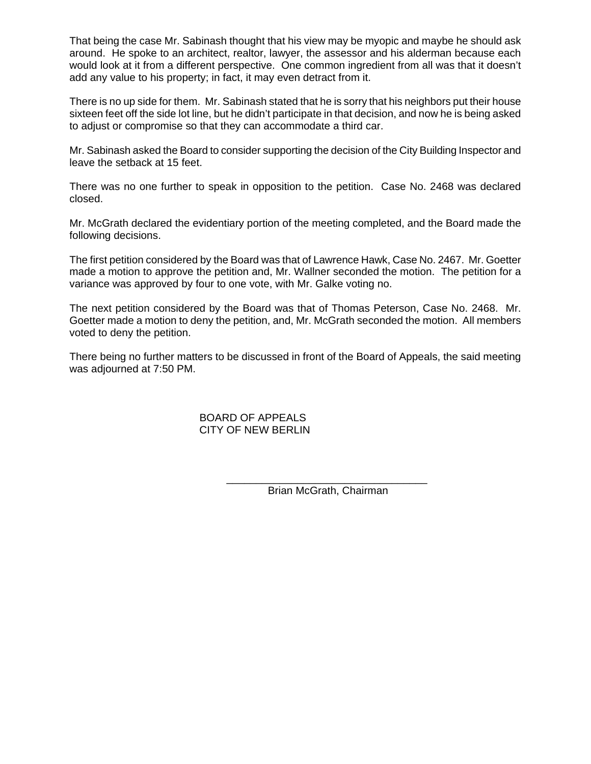That being the case Mr. Sabinash thought that his view may be myopic and maybe he should ask around. He spoke to an architect, realtor, lawyer, the assessor and his alderman because each would look at it from a different perspective. One common ingredient from all was that it doesn't add any value to his property; in fact, it may even detract from it.

There is no up side for them. Mr. Sabinash stated that he is sorry that his neighbors put their house sixteen feet off the side lot line, but he didn't participate in that decision, and now he is being asked to adjust or compromise so that they can accommodate a third car.

Mr. Sabinash asked the Board to consider supporting the decision of the City Building Inspector and leave the setback at 15 feet.

There was no one further to speak in opposition to the petition. Case No. 2468 was declared closed.

Mr. McGrath declared the evidentiary portion of the meeting completed, and the Board made the following decisions.

The first petition considered by the Board was that of Lawrence Hawk, Case No. 2467. Mr. Goetter made a motion to approve the petition and, Mr. Wallner seconded the motion. The petition for a variance was approved by four to one vote, with Mr. Galke voting no.

The next petition considered by the Board was that of Thomas Peterson, Case No. 2468. Mr. Goetter made a motion to deny the petition, and, Mr. McGrath seconded the motion. All members voted to deny the petition.

There being no further matters to be discussed in front of the Board of Appeals, the said meeting was adjourned at 7:50 PM.

BOARD OF APPEALS
CITY OF NEW BERLIN

\_\_\_\_\_\_\_\_\_\_\_\_\_\_\_\_\_\_\_\_\_\_\_\_\_\_\_\_\_\_\_\_\_\_
Brian McGrath, Chairman